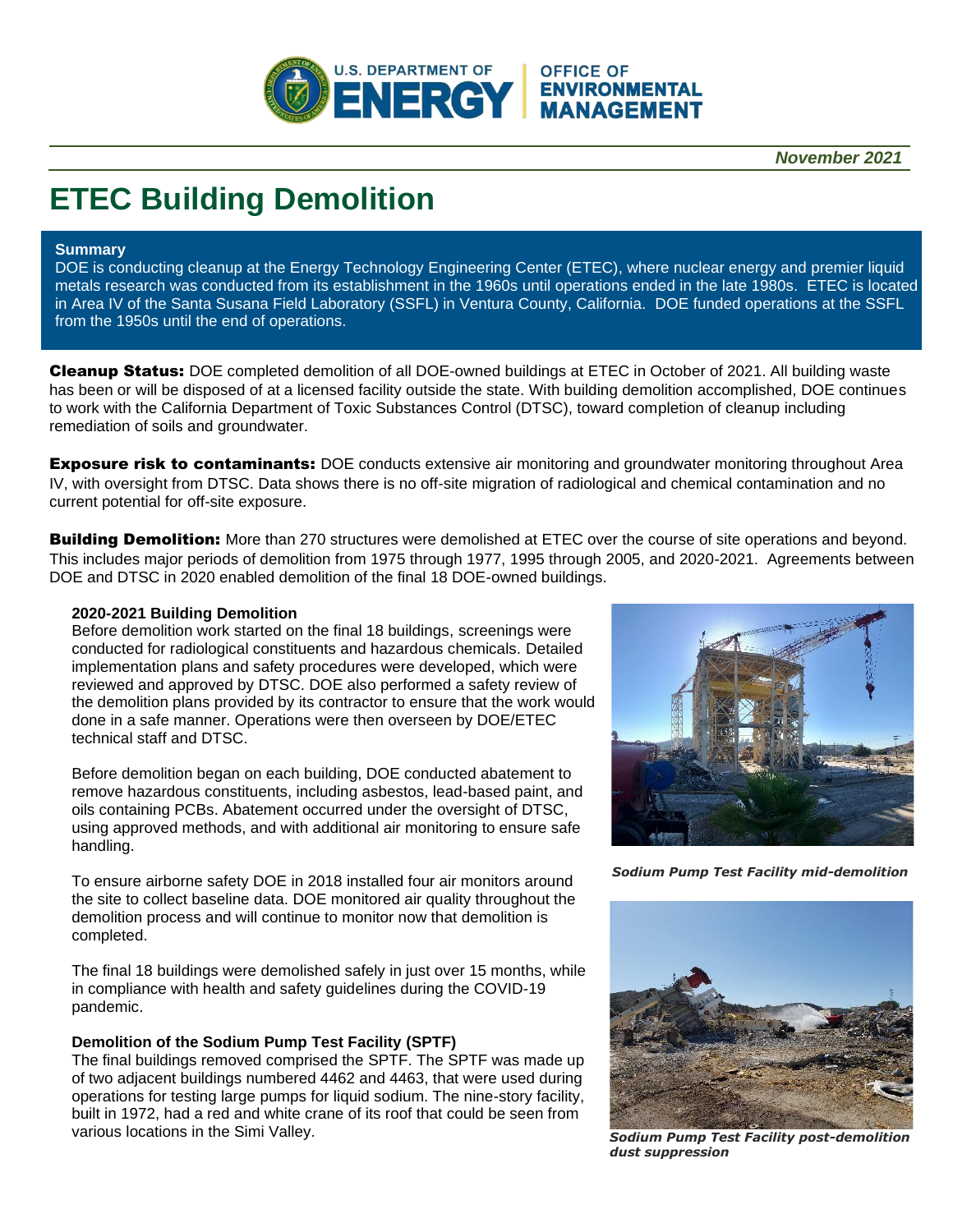November 2021

# ETEC Building Demolition

**Summary**

DOE is conducting cleanup at the Energy Technology Engineering Center (ETEC), where nuclear energy and premier liquid metals research was conducted from its establishment in the 1960s until operations ended in the late 1980s. ETEC is located in Area IV of the Santa Susana Field Laboratory (SSFL) in Ventura County, California. DOE funded operations at the SSFL from the 1950s until the end of operations.

**Cleanup Status:** DOE completed demolition of all DOE-owned buildings at ETEC in October of 2021. All building waste has been or will be disposed of at a licensed facility outside the state. With building demolition accomplished, DOE continues to work with the California Department of Toxic Substances Control (DTSC), toward completion of cleanup including remediation of soils and groundwater.

**Exposure risk to contaminants:** DOE conducts extensive air monitoring and groundwater monitoring throughout Area IV, with oversight from DTSC. Data shows there is no off-site migration of radiological and chemical contamination and no current potential for off-site exposure.

**Building Demolition:** More than 270 structures were demolished at ETEC over the course of site operations and beyond. This includes major periods of demolition from 1975 through 1977, 1995 through 2005, and 2020-2021. Agreements between DOE and DTSC in 2020 enabled demolition of the final 18 DOE-owned buildings.

### 2020-2021 Building Demolition

Before demolition work started on the final 18 buildings, screenings were conducted for radiological constituents and hazardous chemicals. Detailed implementation plans and safety procedures were developed, which were reviewed and approved by DTSC. DOE also performed a safety review of the demolition plans provided by its contractor to ensure that the work would done in a safe manner. Operations were then overseen by DOE/ETEC technical staff and DTSC.

Before demolition began on each building, DOE conducted abatement to remove hazardous constituents, including asbestos, lead-based paint, and oils containing PCBs. Abatement occurred under the oversight of DTSC, using approved methods, and with additional air monitoring to ensure safe handling.

To ensure airborne safety DOE in 2018 installed four air monitors around the site to collect baseline data. DOE monitored air quality throughout the demolition process and will continue to monitor now that demolition is completed.

The final 18 buildings were demolished safely in just over 15 months, while in compliance with health and safety guidelines during the COVID-19 pandemic.

### Demolition of the Sodium Pump Test Facility (SPTF)

The final buildings removed comprised the SPTF. The SPTF was made up of two adjacent buildings numbered 4462 and 4463, that were used during operations for testing large pumps for liquid sodium. The nine-story facility, built in 1972, had a red and white crane of its roof that could be seen from various locations in the Simi Valley.

*Sodium Pump Test Facility mid-demolition*

*Sodium Pump Test Facility post-demolition dust suppression*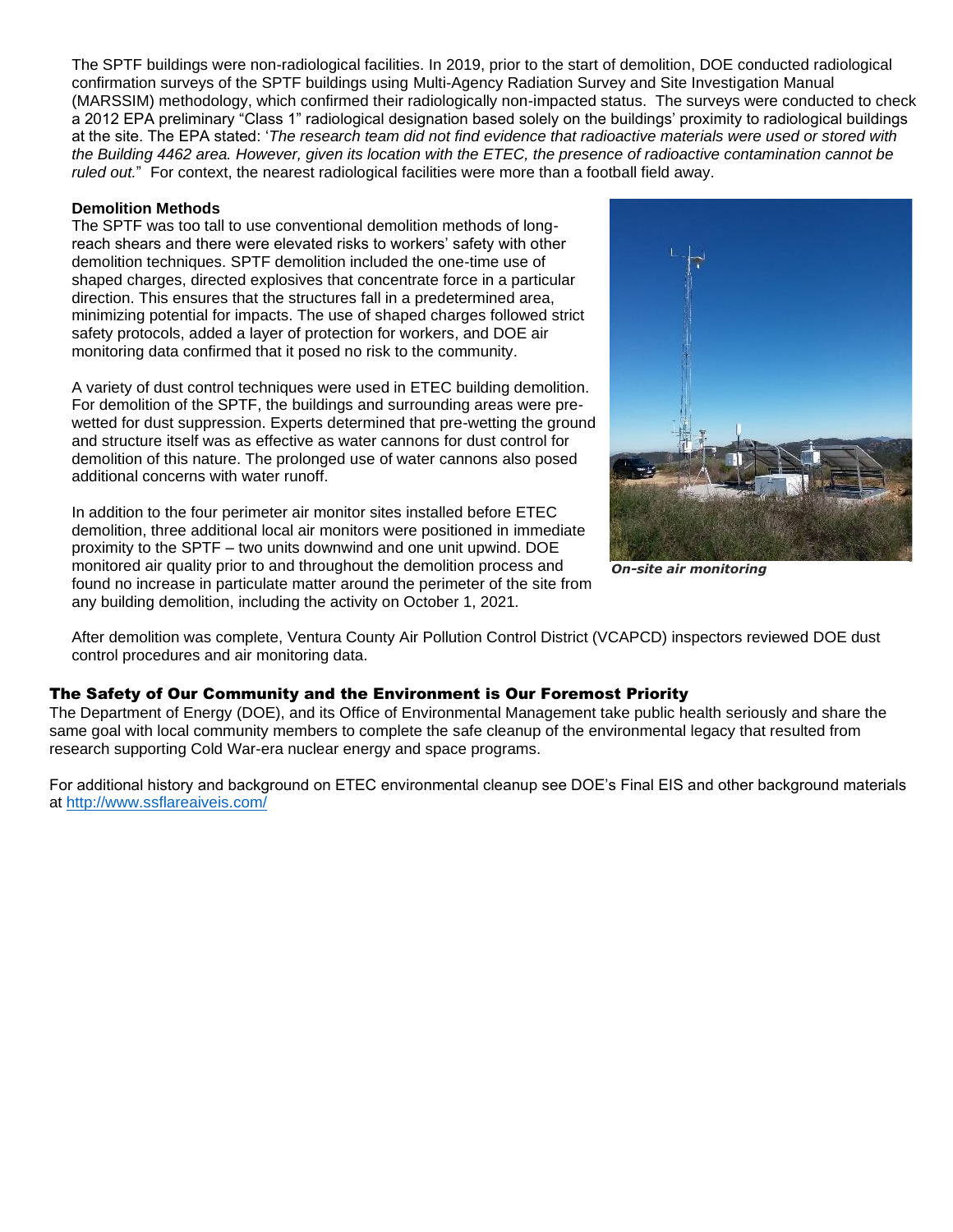The SPTF buildings were non-radiological facilities. In 2019, prior to the start of demolition, DOE conducted radiological confirmation surveys of the SPTF buildings using Multi-Agency Radiation Survey and Site Investigation Manual (MARSSIM) methodology, which confirmed their radiologically non-impacted status. The surveys were conducted to check a 2012 EPA preliminary "Class 1" radiological designation based solely on the buildings' proximity to radiological buildings at the site. The EPA stated: '*The research team did not find evidence that radioactive materials were used or stored with the Building 4462 area. However, given its location with the ETEC, the presence of radioactive contamination cannot be ruled out.*" For context, the nearest radiological facilities were more than a football field away.

**Demolition Methods**

The SPTF was too tall to use conventional demolition methods of long-reach shears and there were elevated risks to workers' safety with other demolition techniques. SPTF demolition included the one-time use of shaped charges, directed explosives that concentrate force in a particular direction. This ensures that the structures fall in a predetermined area, minimizing potential for impacts. The use of shaped charges followed strict safety protocols, added a layer of protection for workers, and DOE air monitoring data confirmed that it posed no risk to the community.

A variety of dust control techniques were used in ETEC building demolition. For demolition of the SPTF, the buildings and surrounding areas were pre-wetted for dust suppression. Experts determined that pre-wetting the ground and structure itself was as effective as water cannons for dust control for demolition of this nature. The prolonged use of water cannons also posed additional concerns with water runoff.

In addition to the four perimeter air monitor sites installed before ETEC demolition, three additional local air monitors were positioned in immediate proximity to the SPTF – two units downwind and one unit upwind. DOE monitored air quality prior to and throughout the demolition process and found no increase in particulate matter around the perimeter of the site from any building demolition, including the activity on October 1, 2021.

***On-site air monitoring***

After demolition was complete, Ventura County Air Pollution Control District (VCAPCD) inspectors reviewed DOE dust control procedures and air monitoring data.

## The Safety of Our Community and the Environment is Our Foremost Priority

The Department of Energy (DOE), and its Office of Environmental Management take public health seriously and share the same goal with local community members to complete the safe cleanup of the environmental legacy that resulted from research supporting Cold War-era nuclear energy and space programs.

For additional history and background on ETEC environmental cleanup see DOE's Final EIS and other background materials at http://www.ssflareaiveis.com/